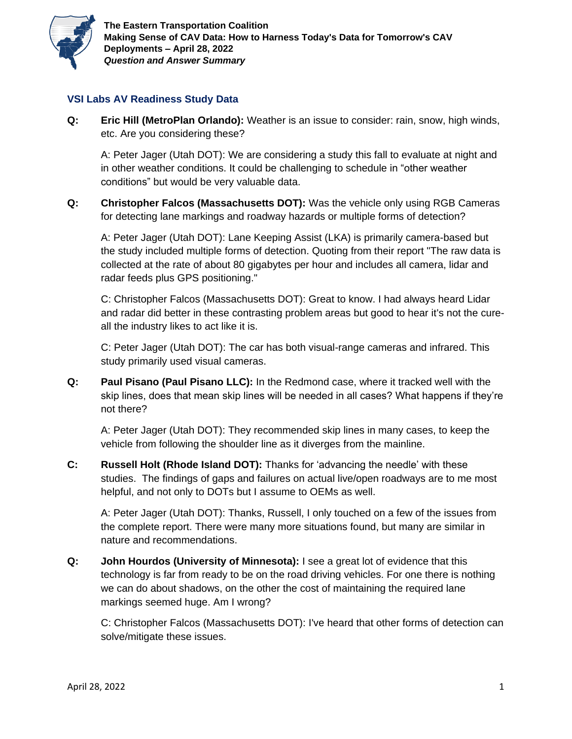**The Eastern Transportation Coalition**
**Making Sense of CAV Data: How to Harness Today's Data for Tomorrow's CAV Deployments – April 28, 2022**
***Question and Answer Summary***

## VSI Labs AV Readiness Study Data

**Q: Eric Hill (MetroPlan Orlando):** Weather is an issue to consider: rain, snow, high winds, etc. Are you considering these?

A: Peter Jager (Utah DOT): We are considering a study this fall to evaluate at night and in other weather conditions. It could be challenging to schedule in "other weather conditions" but would be very valuable data.

**Q: Christopher Falcos (Massachusetts DOT):** Was the vehicle only using RGB Cameras for detecting lane markings and roadway hazards or multiple forms of detection?

A: Peter Jager (Utah DOT): Lane Keeping Assist (LKA) is primarily camera-based but the study included multiple forms of detection. Quoting from their report "The raw data is collected at the rate of about 80 gigabytes per hour and includes all camera, lidar and radar feeds plus GPS positioning."

C: Christopher Falcos (Massachusetts DOT): Great to know. I had always heard Lidar and radar did better in these contrasting problem areas but good to hear it's not the cure-all the industry likes to act like it is.

C: Peter Jager (Utah DOT): The car has both visual-range cameras and infrared. This study primarily used visual cameras.

**Q: Paul Pisano (Paul Pisano LLC):** In the Redmond case, where it tracked well with the skip lines, does that mean skip lines will be needed in all cases? What happens if they're not there?

A: Peter Jager (Utah DOT): They recommended skip lines in many cases, to keep the vehicle from following the shoulder line as it diverges from the mainline.

**C: Russell Holt (Rhode Island DOT):** Thanks for 'advancing the needle' with these studies. The findings of gaps and failures on actual live/open roadways are to me most helpful, and not only to DOTs but I assume to OEMs as well.

A: Peter Jager (Utah DOT): Thanks, Russell, I only touched on a few of the issues from the complete report. There were many more situations found, but many are similar in nature and recommendations.

**Q: John Hourdos (University of Minnesota):** I see a great lot of evidence that this technology is far from ready to be on the road driving vehicles. For one there is nothing we can do about shadows, on the other the cost of maintaining the required lane markings seemed huge. Am I wrong?

C: Christopher Falcos (Massachusetts DOT): I've heard that other forms of detection can solve/mitigate these issues.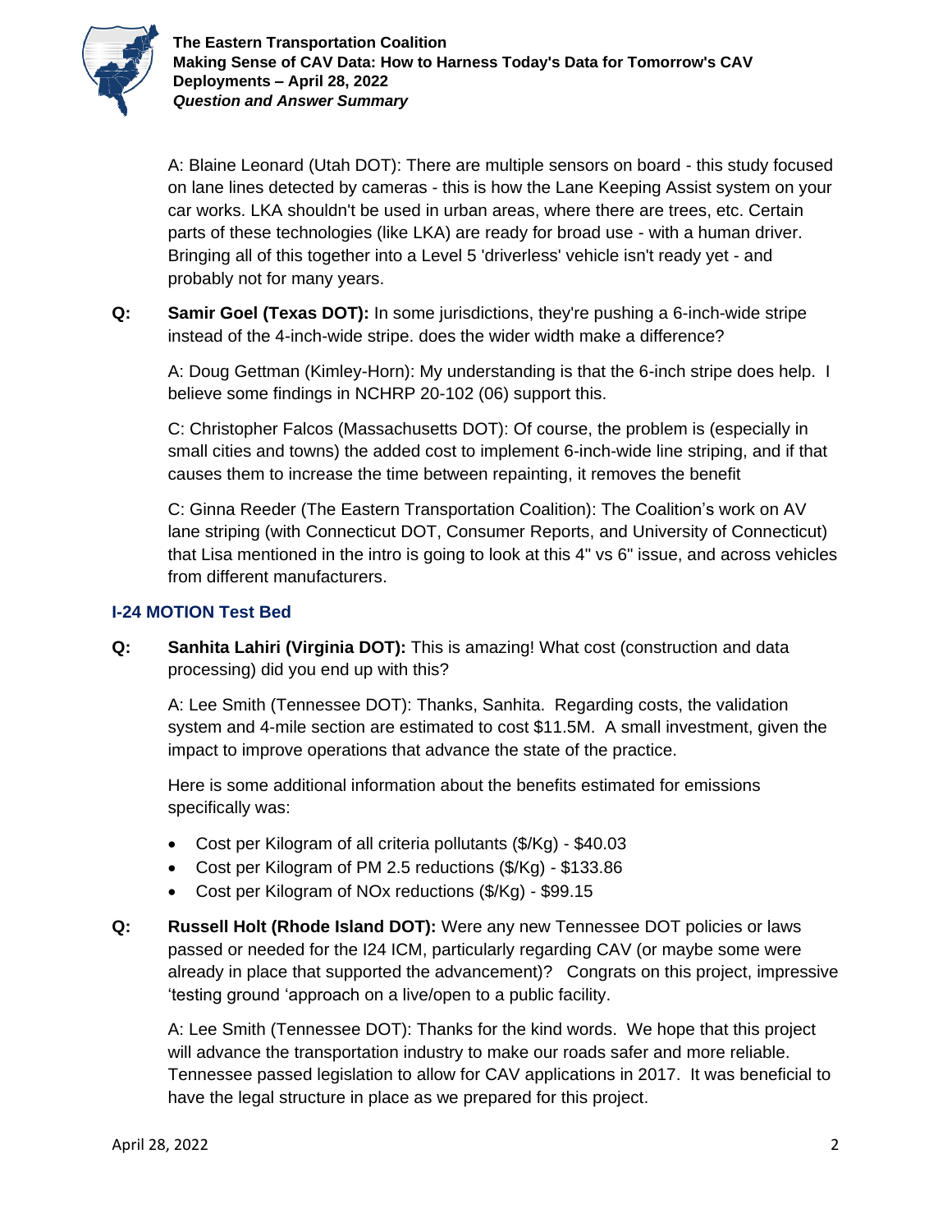A: Blaine Leonard (Utah DOT): There are multiple sensors on board - this study focused on lane lines detected by cameras - this is how the Lane Keeping Assist system on your car works. LKA shouldn't be used in urban areas, where there are trees, etc. Certain parts of these technologies (like LKA) are ready for broad use - with a human driver. Bringing all of this together into a Level 5 'driverless' vehicle isn't ready yet - and probably not for many years.

**Q: Samir Goel (Texas DOT):** In some jurisdictions, they're pushing a 6-inch-wide stripe instead of the 4-inch-wide stripe. does the wider width make a difference?

A: Doug Gettman (Kimley-Horn): My understanding is that the 6-inch stripe does help. I believe some findings in NCHRP 20-102 (06) support this.

C: Christopher Falcos (Massachusetts DOT): Of course, the problem is (especially in small cities and towns) the added cost to implement 6-inch-wide line striping, and if that causes them to increase the time between repainting, it removes the benefit

C: Ginna Reeder (The Eastern Transportation Coalition): The Coalition's work on AV lane striping (with Connecticut DOT, Consumer Reports, and University of Connecticut) that Lisa mentioned in the intro is going to look at this 4" vs 6" issue, and across vehicles from different manufacturers.

## I-24 MOTION Test Bed

**Q: Sanhita Lahiri (Virginia DOT):** This is amazing! What cost (construction and data processing) did you end up with this?

A: Lee Smith (Tennessee DOT): Thanks, Sanhita. Regarding costs, the validation system and 4-mile section are estimated to cost $11.5M. A small investment, given the impact to improve operations that advance the state of the practice.

Here is some additional information about the benefits estimated for emissions specifically was:

- Cost per Kilogram of all criteria pollutants ($/Kg) - $40.03
- Cost per Kilogram of PM 2.5 reductions ($/Kg) - $133.86
- Cost per Kilogram of NOx reductions ($/Kg) - $99.15

**Q: Russell Holt (Rhode Island DOT):** Were any new Tennessee DOT policies or laws passed or needed for the I24 ICM, particularly regarding CAV (or maybe some were already in place that supported the advancement)? Congrats on this project, impressive 'testing ground 'approach on a live/open to a public facility.

A: Lee Smith (Tennessee DOT): Thanks for the kind words. We hope that this project will advance the transportation industry to make our roads safer and more reliable. Tennessee passed legislation to allow for CAV applications in 2017. It was beneficial to have the legal structure in place as we prepared for this project.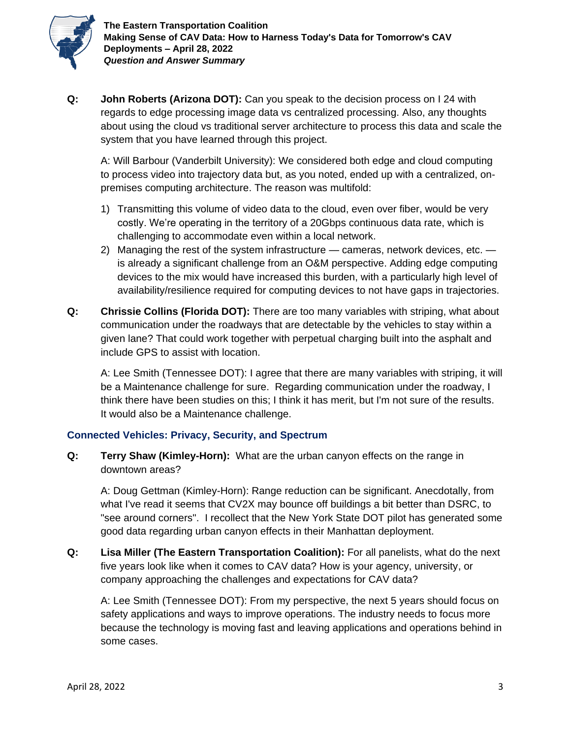**Q: John Roberts (Arizona DOT):** Can you speak to the decision process on I 24 with regards to edge processing image data vs centralized processing. Also, any thoughts about using the cloud vs traditional server architecture to process this data and scale the system that you have learned through this project.

A: Will Barbour (Vanderbilt University): We considered both edge and cloud computing to process video into trajectory data but, as you noted, ended up with a centralized, on-premises computing architecture. The reason was multifold:

1) Transmitting this volume of video data to the cloud, even over fiber, would be very costly. We're operating in the territory of a 20Gbps continuous data rate, which is challenging to accommodate even within a local network.
2) Managing the rest of the system infrastructure — cameras, network devices, etc. — is already a significant challenge from an O&M perspective. Adding edge computing devices to the mix would have increased this burden, with a particularly high level of availability/resilience required for computing devices to not have gaps in trajectories.

**Q: Chrissie Collins (Florida DOT):** There are too many variables with striping, what about communication under the roadways that are detectable by the vehicles to stay within a given lane? That could work together with perpetual charging built into the asphalt and include GPS to assist with location.

A: Lee Smith (Tennessee DOT): I agree that there are many variables with striping, it will be a Maintenance challenge for sure. Regarding communication under the roadway, I think there have been studies on this; I think it has merit, but I'm not sure of the results. It would also be a Maintenance challenge.

## Connected Vehicles: Privacy, Security, and Spectrum

**Q: Terry Shaw (Kimley-Horn):** What are the urban canyon effects on the range in downtown areas?

A: Doug Gettman (Kimley-Horn): Range reduction can be significant. Anecdotally, from what I've read it seems that CV2X may bounce off buildings a bit better than DSRC, to "see around corners". I recollect that the New York State DOT pilot has generated some good data regarding urban canyon effects in their Manhattan deployment.

**Q: Lisa Miller (The Eastern Transportation Coalition):** For all panelists, what do the next five years look like when it comes to CAV data? How is your agency, university, or company approaching the challenges and expectations for CAV data?

A: Lee Smith (Tennessee DOT): From my perspective, the next 5 years should focus on safety applications and ways to improve operations. The industry needs to focus more because the technology is moving fast and leaving applications and operations behind in some cases.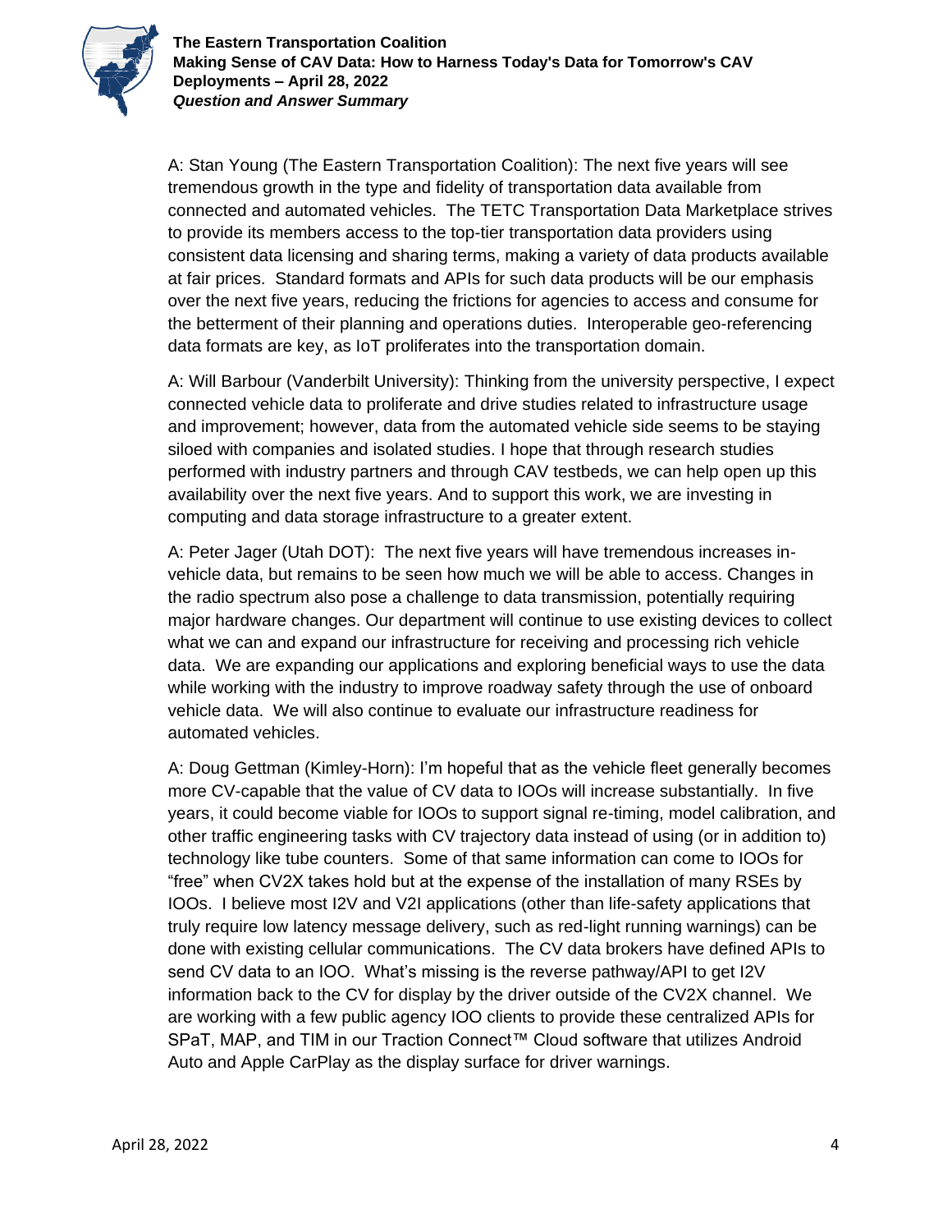A: Stan Young (The Eastern Transportation Coalition): The next five years will see tremendous growth in the type and fidelity of transportation data available from connected and automated vehicles. The TETC Transportation Data Marketplace strives to provide its members access to the top-tier transportation data providers using consistent data licensing and sharing terms, making a variety of data products available at fair prices. Standard formats and APIs for such data products will be our emphasis over the next five years, reducing the frictions for agencies to access and consume for the betterment of their planning and operations duties. Interoperable geo-referencing data formats are key, as IoT proliferates into the transportation domain.

A: Will Barbour (Vanderbilt University): Thinking from the university perspective, I expect connected vehicle data to proliferate and drive studies related to infrastructure usage and improvement; however, data from the automated vehicle side seems to be staying siloed with companies and isolated studies. I hope that through research studies performed with industry partners and through CAV testbeds, we can help open up this availability over the next five years. And to support this work, we are investing in computing and data storage infrastructure to a greater extent.

A: Peter Jager (Utah DOT): The next five years will have tremendous increases in-vehicle data, but remains to be seen how much we will be able to access. Changes in the radio spectrum also pose a challenge to data transmission, potentially requiring major hardware changes. Our department will continue to use existing devices to collect what we can and expand our infrastructure for receiving and processing rich vehicle data. We are expanding our applications and exploring beneficial ways to use the data while working with the industry to improve roadway safety through the use of onboard vehicle data. We will also continue to evaluate our infrastructure readiness for automated vehicles.

A: Doug Gettman (Kimley-Horn): I'm hopeful that as the vehicle fleet generally becomes more CV-capable that the value of CV data to IOOs will increase substantially. In five years, it could become viable for IOOs to support signal re-timing, model calibration, and other traffic engineering tasks with CV trajectory data instead of using (or in addition to) technology like tube counters. Some of that same information can come to IOOs for "free" when CV2X takes hold but at the expense of the installation of many RSEs by IOOs. I believe most I2V and V2I applications (other than life-safety applications that truly require low latency message delivery, such as red-light running warnings) can be done with existing cellular communications. The CV data brokers have defined APIs to send CV data to an IOO. What's missing is the reverse pathway/API to get I2V information back to the CV for display by the driver outside of the CV2X channel. We are working with a few public agency IOO clients to provide these centralized APIs for SPaT, MAP, and TIM in our Traction Connect™ Cloud software that utilizes Android Auto and Apple CarPlay as the display surface for driver warnings.